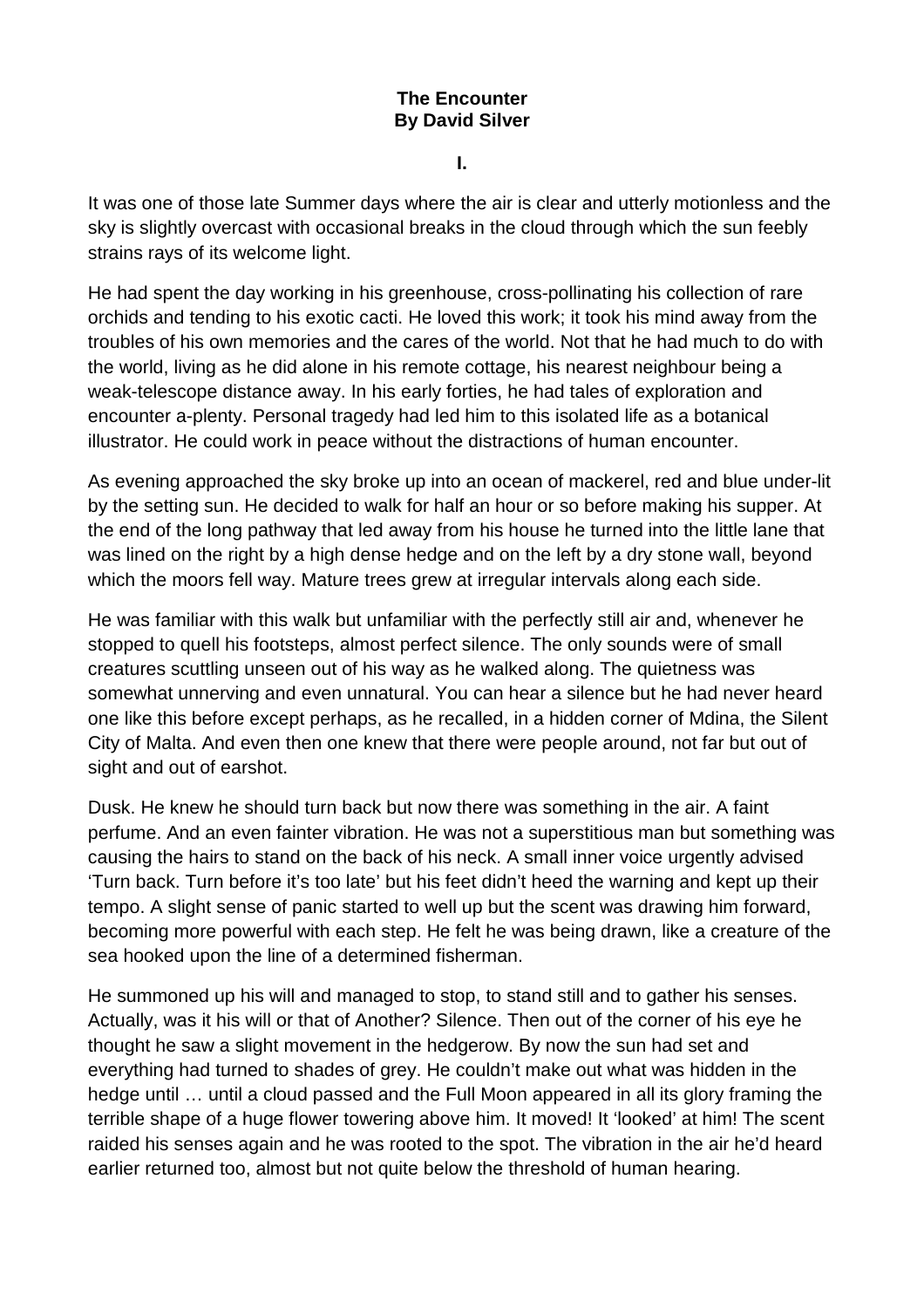# The Encounter
## By David Silver

### I.

It was one of those late Summer days where the air is clear and utterly motionless and the sky is slightly overcast with occasional breaks in the cloud through which the sun feebly strains rays of its welcome light.

He had spent the day working in his greenhouse, cross-pollinating his collection of rare orchids and tending to his exotic cacti. He loved this work; it took his mind away from the troubles of his own memories and the cares of the world. Not that he had much to do with the world, living as he did alone in his remote cottage, his nearest neighbour being a weak-telescope distance away. In his early forties, he had tales of exploration and encounter a-plenty. Personal tragedy had led him to this isolated life as a botanical illustrator. He could work in peace without the distractions of human encounter.

As evening approached the sky broke up into an ocean of mackerel, red and blue under-lit by the setting sun. He decided to walk for half an hour or so before making his supper. At the end of the long pathway that led away from his house he turned into the little lane that was lined on the right by a high dense hedge and on the left by a dry stone wall, beyond which the moors fell way. Mature trees grew at irregular intervals along each side.

He was familiar with this walk but unfamiliar with the perfectly still air and, whenever he stopped to quell his footsteps, almost perfect silence. The only sounds were of small creatures scuttling unseen out of his way as he walked along. The quietness was somewhat unnerving and even unnatural. You can hear a silence but he had never heard one like this before except perhaps, as he recalled, in a hidden corner of Mdina, the Silent City of Malta. And even then one knew that there were people around, not far but out of sight and out of earshot.

Dusk. He knew he should turn back but now there was something in the air. A faint perfume. And an even fainter vibration. He was not a superstitious man but something was causing the hairs to stand on the back of his neck. A small inner voice urgently advised 'Turn back. Turn before it's too late' but his feet didn't heed the warning and kept up their tempo. A slight sense of panic started to well up but the scent was drawing him forward, becoming more powerful with each step. He felt he was being drawn, like a creature of the sea hooked upon the line of a determined fisherman.

He summoned up his will and managed to stop, to stand still and to gather his senses. Actually, was it his will or that of Another? Silence. Then out of the corner of his eye he thought he saw a slight movement in the hedgerow. By now the sun had set and everything had turned to shades of grey. He couldn't make out what was hidden in the hedge until … until a cloud passed and the Full Moon appeared in all its glory framing the terrible shape of a huge flower towering above him. It moved! It 'looked' at him! The scent raided his senses again and he was rooted to the spot. The vibration in the air he'd heard earlier returned too, almost but not quite below the threshold of human hearing.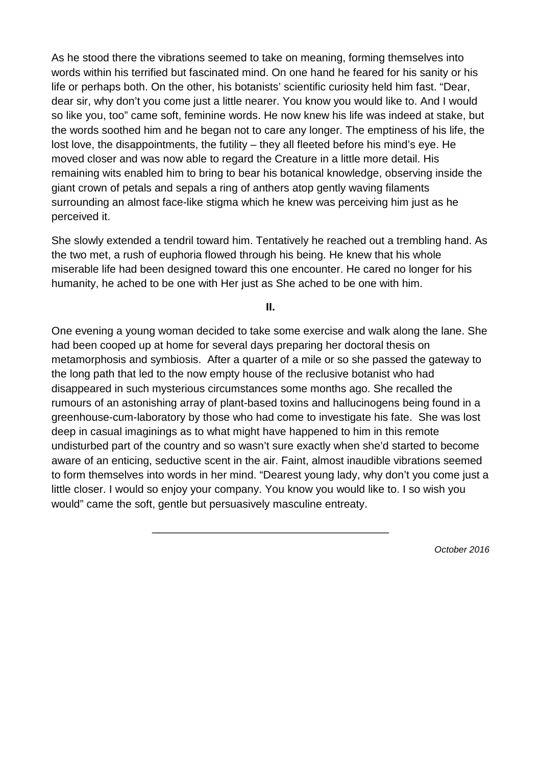As he stood there the vibrations seemed to take on meaning, forming themselves into words within his terrified but fascinated mind. On one hand he feared for his sanity or his life or perhaps both. On the other, his botanists' scientific curiosity held him fast. "Dear, dear sir, why don't you come just a little nearer. You know you would like to. And I would so like you, too" came soft, feminine words. He now knew his life was indeed at stake, but the words soothed him and he began not to care any longer. The emptiness of his life, the lost love, the disappointments, the futility – they all fleeted before his mind's eye. He moved closer and was now able to regard the Creature in a little more detail. His remaining wits enabled him to bring to bear his botanical knowledge, observing inside the giant crown of petals and sepals a ring of anthers atop gently waving filaments surrounding an almost face-like stigma which he knew was perceiving him just as he perceived it.

She slowly extended a tendril toward him. Tentatively he reached out a trembling hand. As the two met, a rush of euphoria flowed through his being. He knew that his whole miserable life had been designed toward this one encounter. He cared no longer for his humanity, he ached to be one with Her just as She ached to be one with him.

**II.**

One evening a young woman decided to take some exercise and walk along the lane. She had been cooped up at home for several days preparing her doctoral thesis on metamorphosis and symbiosis. After a quarter of a mile or so she passed the gateway to the long path that led to the now empty house of the reclusive botanist who had disappeared in such mysterious circumstances some months ago. She recalled the rumours of an astonishing array of plant-based toxins and hallucinogens being found in a greenhouse-cum-laboratory by those who had come to investigate his fate. She was lost deep in casual imaginings as to what might have happened to him in this remote undisturbed part of the country and so wasn't sure exactly when she'd started to become aware of an enticing, seductive scent in the air. Faint, almost inaudible vibrations seemed to form themselves into words in her mind. "Dearest young lady, why don't you come just a little closer. I would so enjoy your company. You know you would like to. I so wish you would" came the soft, gentle but persuasively masculine entreaty.

---

*October 2016*